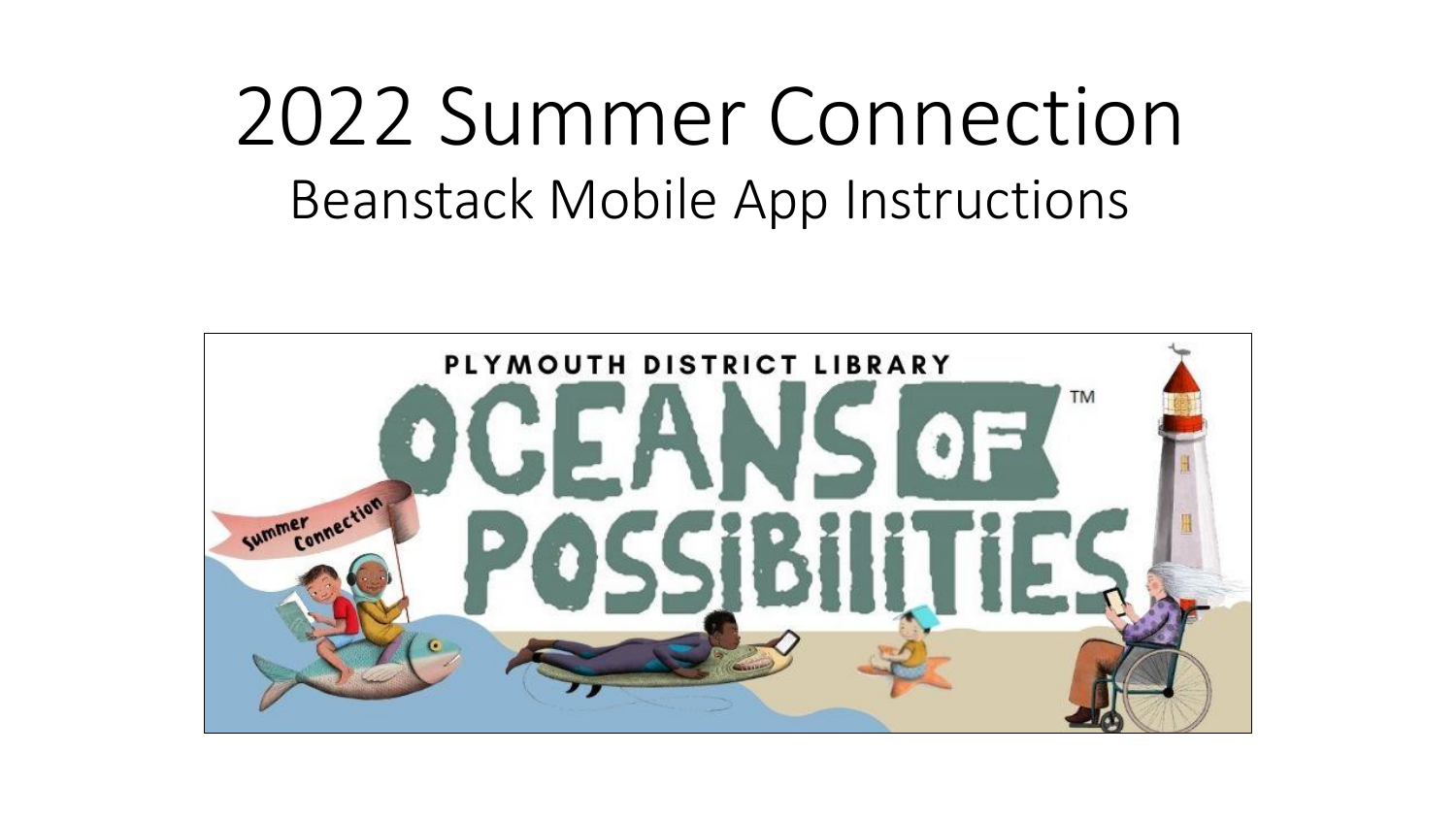# 2022 Summer Connection

## Beanstack Mobile App Instructions

PLYMOUTH DISTRICT LIBRARY

OCEANS OF POSSIBILITIES™

Summer Connection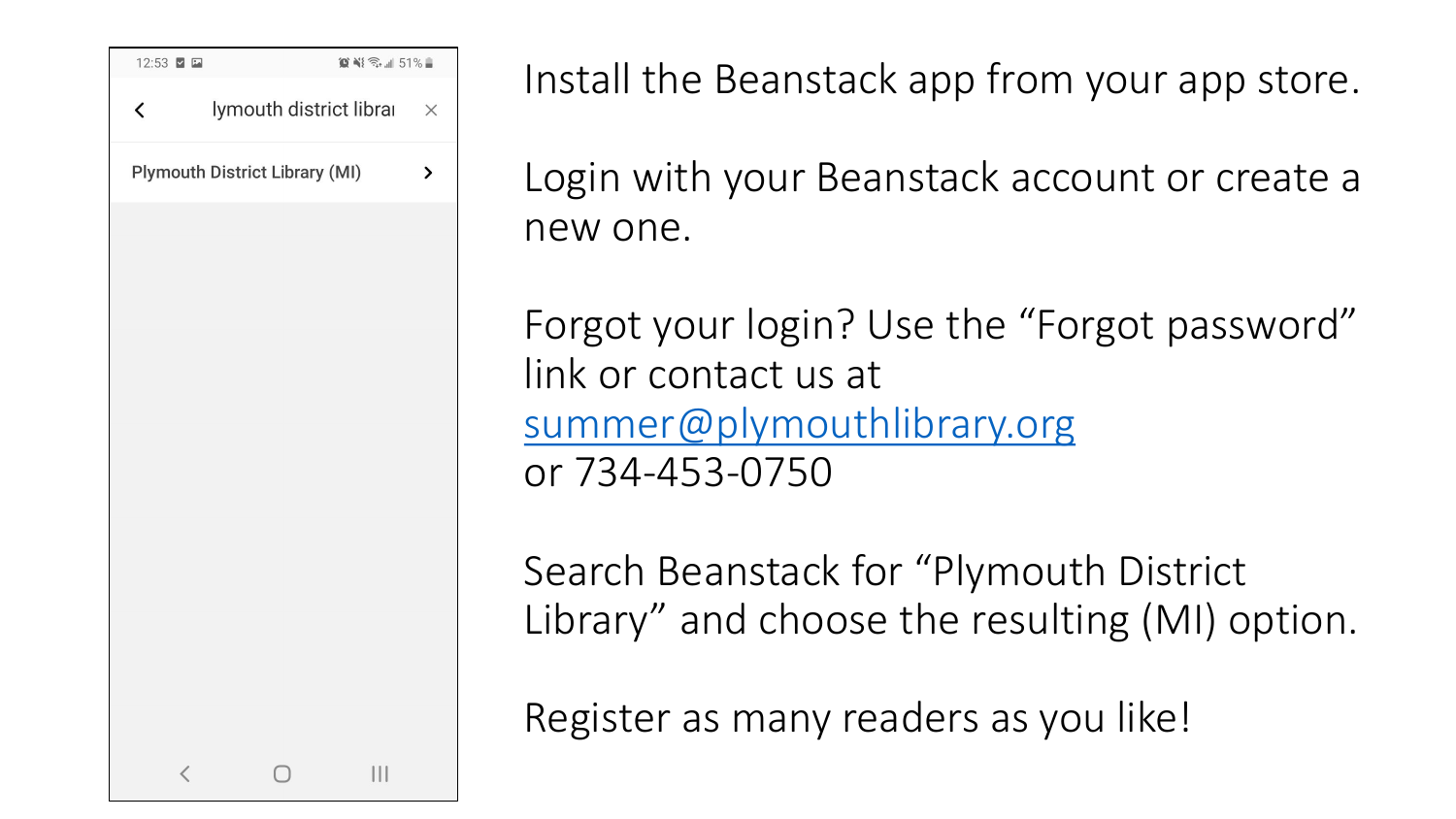Install the Beanstack app from your app store.

Login with your Beanstack account or create a new one.

Forgot your login? Use the "Forgot password" link or contact us at summer@plymouthlibrary.org or 734-453-0750

Search Beanstack for "Plymouth District Library" and choose the resulting (MI) option.

Register as many readers as you like!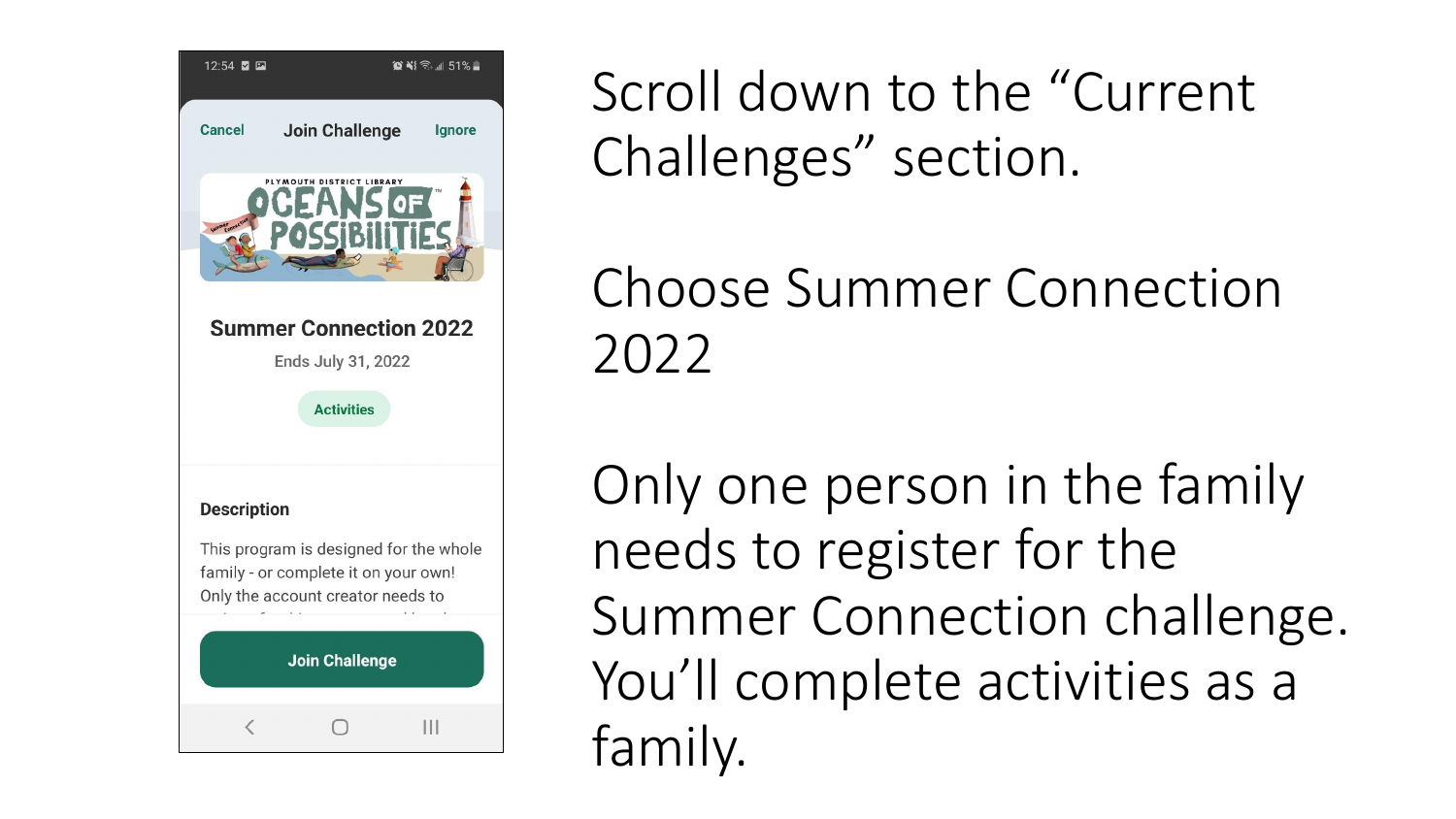Scroll down to the "Current Challenges" section.

Choose Summer Connection 2022

Only one person in the family needs to register for the Summer Connection challenge. You'll complete activities as a family.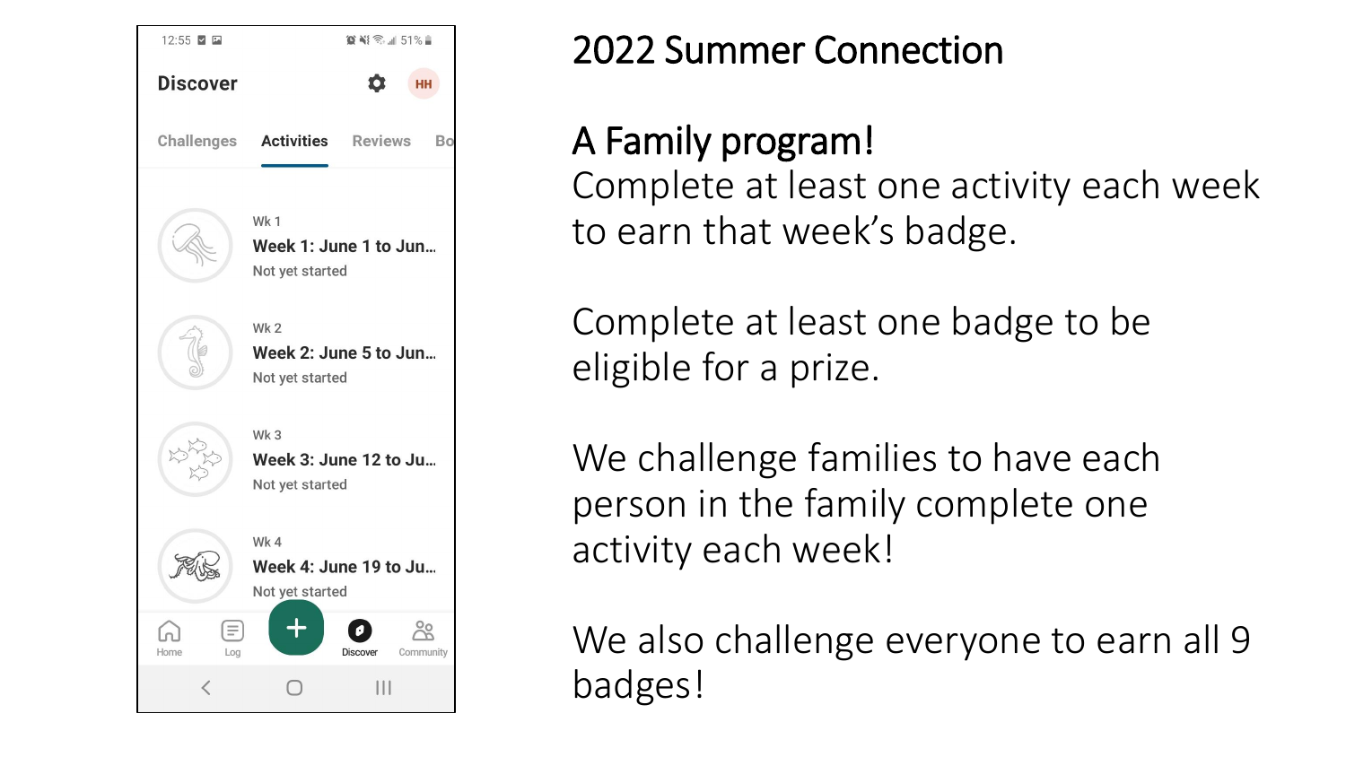Discover

Challenges | Activities | Reviews | Bo

Wk 1
**Week 1: June 1 to Jun...**
Not yet started

Wk 2
**Week 2: June 5 to Jun...**
Not yet started

Wk 3
**Week 3: June 12 to Ju...**
Not yet started

Wk 4
**Week 4: June 19 to Ju...**
Not yet started

Home | Log | + | Discover | Community

# 2022 Summer Connection

## A Family program!

Complete at least one activity each week to earn that week's badge.

Complete at least one badge to be eligible for a prize.

We challenge families to have each person in the family complete one activity each week!

We also challenge everyone to earn all 9 badges!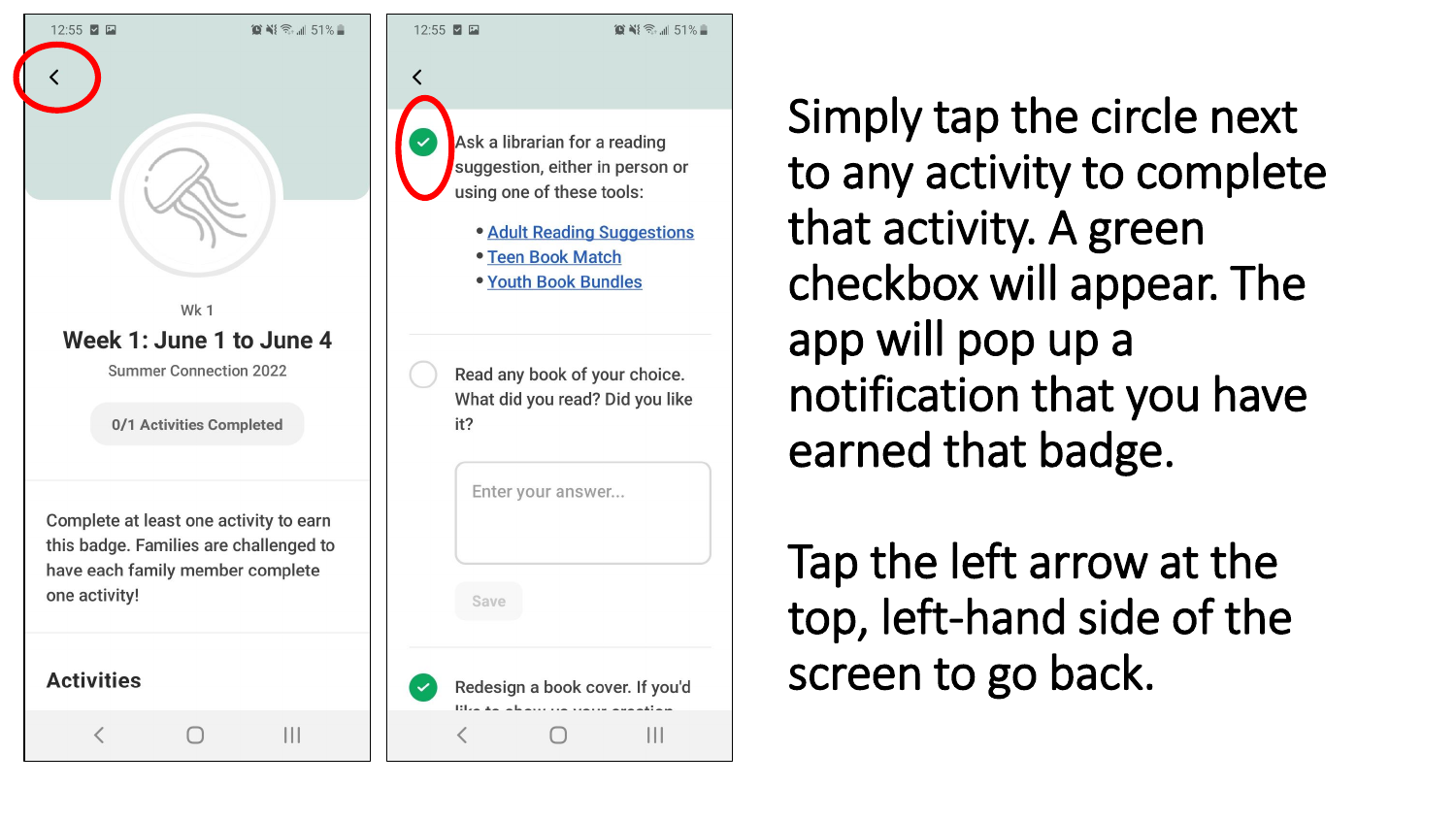Simply tap the circle next to any activity to complete that activity. A green checkbox will appear. The app will pop up a notification that you have earned that badge.

Tap the left arrow at the top, left-hand side of the screen to go back.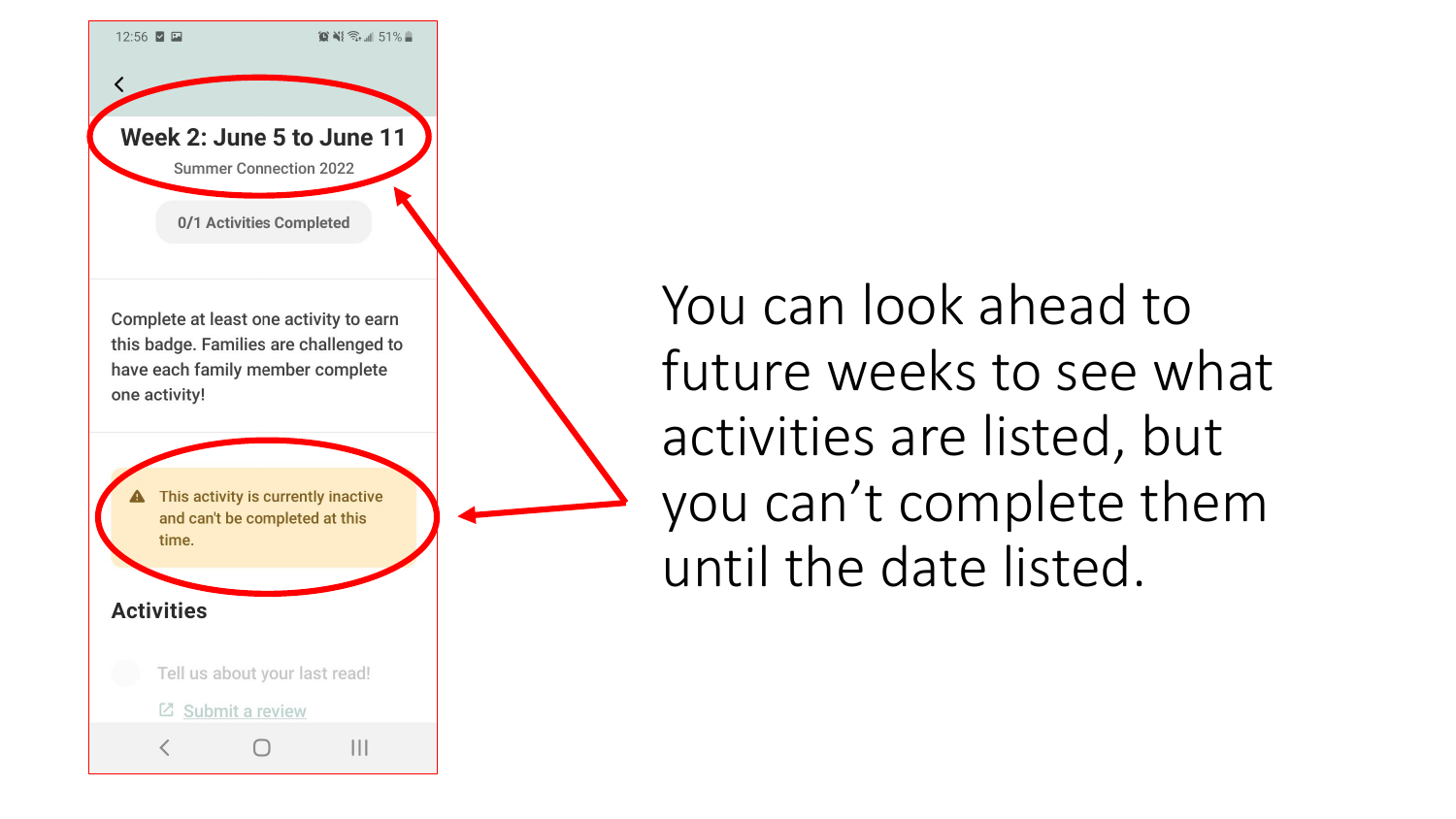Week 2: June 5 to June 11

Summer Connection 2022

0/1 Activities Completed

Complete at least one activity to earn this badge. Families are challenged to have each family member complete one activity!

This activity is currently inactive and can't be completed at this time.

Activities

Tell us about your last read!

Submit a review

You can look ahead to future weeks to see what activities are listed, but you can't complete them until the date listed.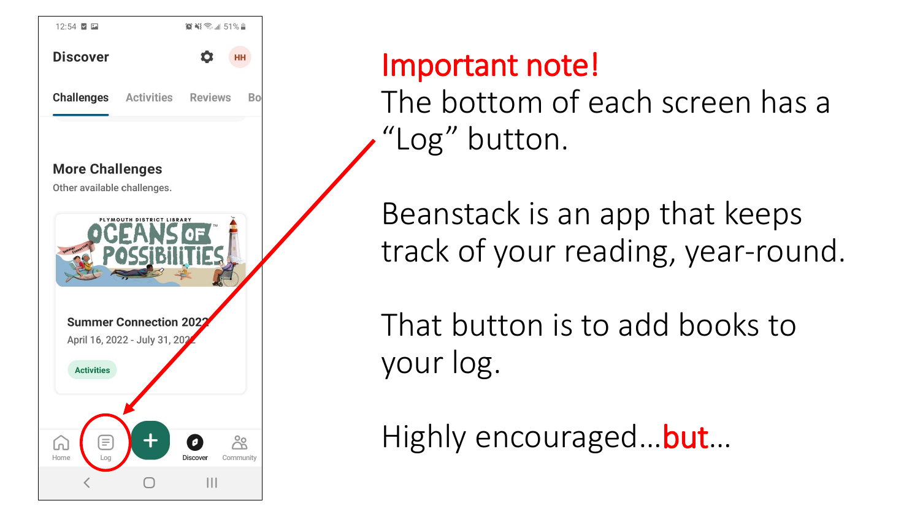**Important note!**

The bottom of each screen has a "Log" button.

Beanstack is an app that keeps track of your reading, year-round.

That button is to add books to your log.

Highly encouraged…**but**…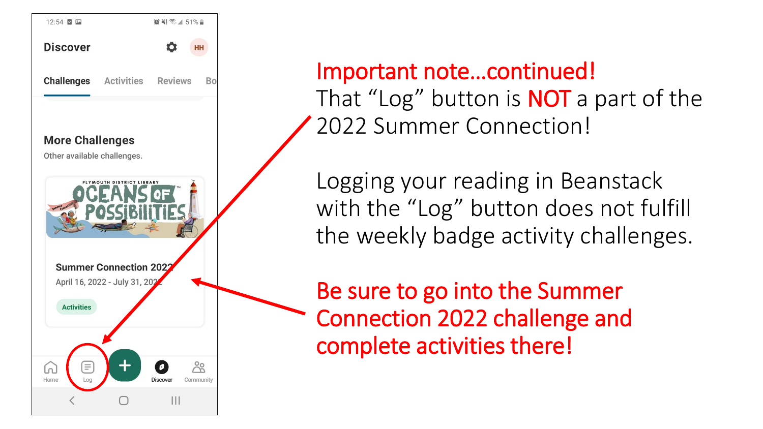## Important note…continued!

That "Log" button is **NOT** a part of the 2022 Summer Connection!

Logging your reading in Beanstack with the "Log" button does not fulfill the weekly badge activity challenges.

**Be sure to go into the Summer Connection 2022 challenge and complete activities there!**